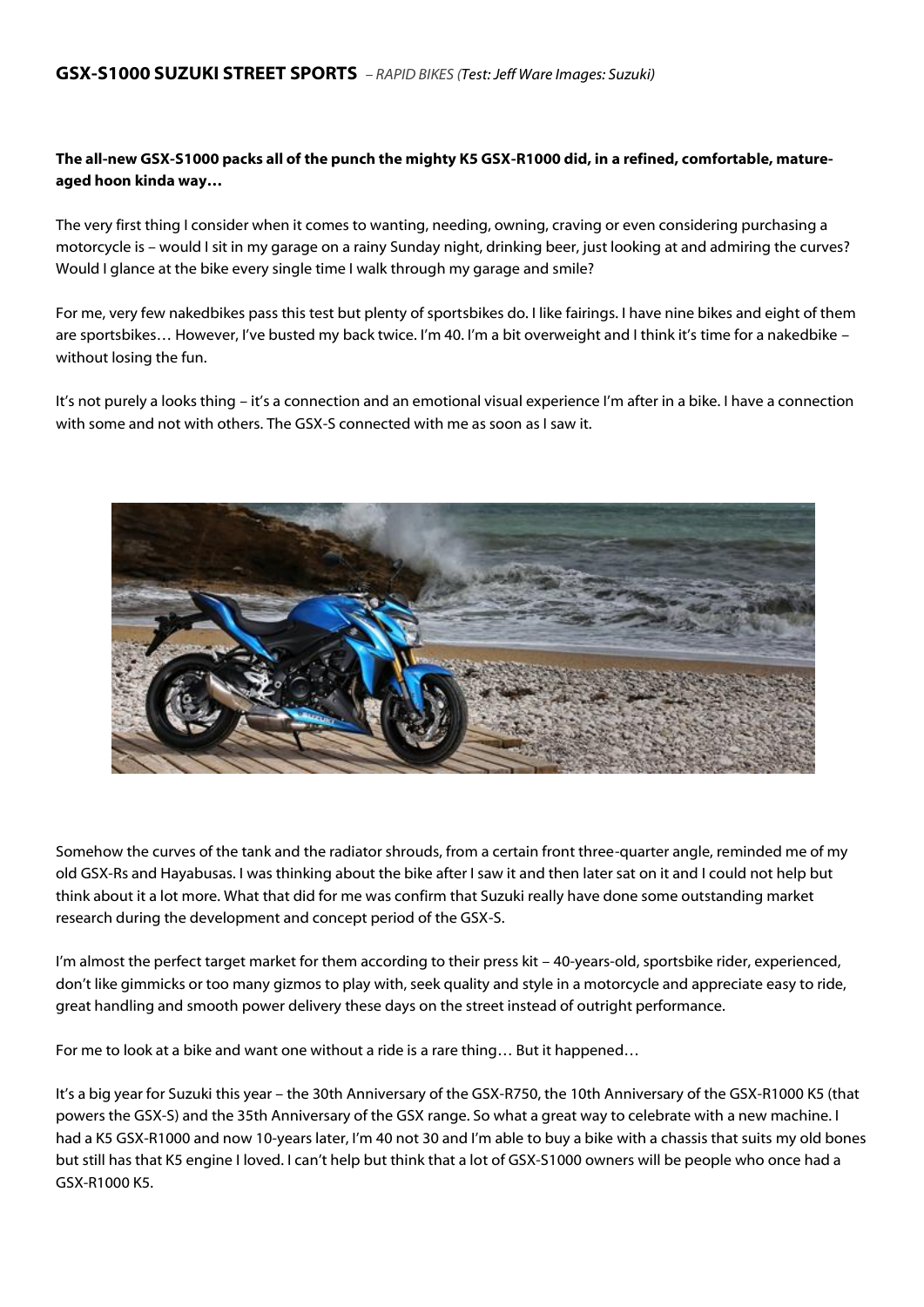## GSX-S1000 SUZUKI STREET SPORTS *– RAPID BIKES (Test: Jeff Ware Images: Suzuki)*

**The all-new GSX-S1000 packs all of the punch the mighty K5 GSX-R1000 did, in a refined, comfortable, mature-aged hoon kinda way…**

The very first thing I consider when it comes to wanting, needing, owning, craving or even considering purchasing a motorcycle is – would I sit in my garage on a rainy Sunday night, drinking beer, just looking at and admiring the curves? Would I glance at the bike every single time I walk through my garage and smile?

For me, very few nakedbikes pass this test but plenty of sportsbikes do. I like fairings. I have nine bikes and eight of them are sportsbikes… However, I've busted my back twice. I'm 40. I'm a bit overweight and I think it's time for a nakedbike – without losing the fun.

It's not purely a looks thing – it's a connection and an emotional visual experience I'm after in a bike. I have a connection with some and not with others. The GSX-S connected with me as soon as I saw it.

Somehow the curves of the tank and the radiator shrouds, from a certain front three-quarter angle, reminded me of my old GSX-Rs and Hayabusas. I was thinking about the bike after I saw it and then later sat on it and I could not help but think about it a lot more. What that did for me was confirm that Suzuki really have done some outstanding market research during the development and concept period of the GSX-S.

I'm almost the perfect target market for them according to their press kit – 40-years-old, sportsbike rider, experienced, don't like gimmicks or too many gizmos to play with, seek quality and style in a motorcycle and appreciate easy to ride, great handling and smooth power delivery these days on the street instead of outright performance.

For me to look at a bike and want one without a ride is a rare thing… But it happened…

It's a big year for Suzuki this year – the 30th Anniversary of the GSX-R750, the 10th Anniversary of the GSX-R1000 K5 (that powers the GSX-S) and the 35th Anniversary of the GSX range. So what a great way to celebrate with a new machine. I had a K5 GSX-R1000 and now 10-years later, I'm 40 not 30 and I'm able to buy a bike with a chassis that suits my old bones but still has that K5 engine I loved. I can't help but think that a lot of GSX-S1000 owners will be people who once had a GSX-R1000 K5.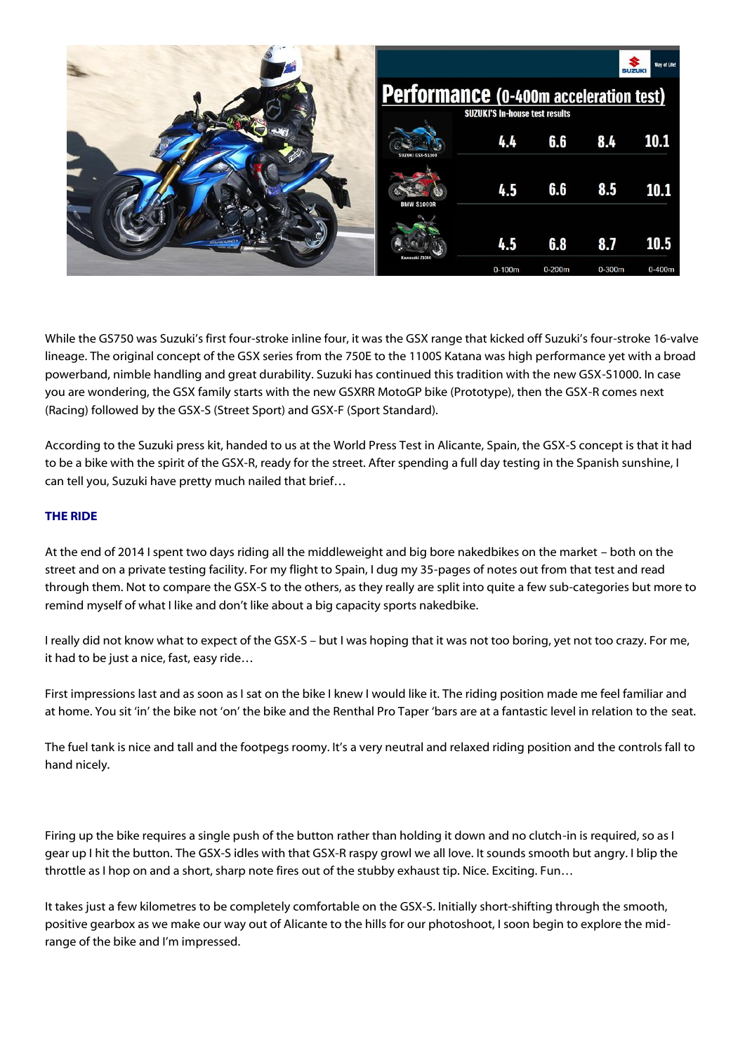## Performance (0-400m acceleration test)

SUZUKI'S In-house test results

| | 0-100m | 0-200m | 0-300m | 0-400m |
|---|---|---|---|---|
| SUZUKI GSX-S1000 | 4.4 | 6.6 | 8.4 | 10.1 |
| BMW S1000R | 4.5 | 6.6 | 8.5 | 10.1 |
| Kawasaki Z1000 | 4.5 | 6.8 | 8.7 | 10.5 |

While the GS750 was Suzuki's first four-stroke inline four, it was the GSX range that kicked off Suzuki's four-stroke 16-valve lineage. The original concept of the GSX series from the 750E to the 1100S Katana was high performance yet with a broad powerband, nimble handling and great durability. Suzuki has continued this tradition with the new GSX-S1000. In case you are wondering, the GSX family starts with the new GSXRR MotoGP bike (Prototype), then the GSX-R comes next (Racing) followed by the GSX-S (Street Sport) and GSX-F (Sport Standard).

According to the Suzuki press kit, handed to us at the World Press Test in Alicante, Spain, the GSX-S concept is that it had to be a bike with the spirit of the GSX-R, ready for the street. After spending a full day testing in the Spanish sunshine, I can tell you, Suzuki have pretty much nailed that brief…

### THE RIDE

At the end of 2014 I spent two days riding all the middleweight and big bore nakedbikes on the market – both on the street and on a private testing facility. For my flight to Spain, I dug my 35-pages of notes out from that test and read through them. Not to compare the GSX-S to the others, as they really are split into quite a few sub-categories but more to remind myself of what I like and don't like about a big capacity sports nakedbike.

I really did not know what to expect of the GSX-S – but I was hoping that it was not too boring, yet not too crazy. For me, it had to be just a nice, fast, easy ride…

First impressions last and as soon as I sat on the bike I knew I would like it. The riding position made me feel familiar and at home. You sit 'in' the bike not 'on' the bike and the Renthal Pro Taper 'bars are at a fantastic level in relation to the seat.

The fuel tank is nice and tall and the footpegs roomy. It's a very neutral and relaxed riding position and the controls fall to hand nicely.

Firing up the bike requires a single push of the button rather than holding it down and no clutch-in is required, so as I gear up I hit the button. The GSX-S idles with that GSX-R raspy growl we all love. It sounds smooth but angry. I blip the throttle as I hop on and a short, sharp note fires out of the stubby exhaust tip. Nice. Exciting. Fun…

It takes just a few kilometres to be completely comfortable on the GSX-S. Initially short-shifting through the smooth, positive gearbox as we make our way out of Alicante to the hills for our photoshoot, I soon begin to explore the mid-range of the bike and I'm impressed.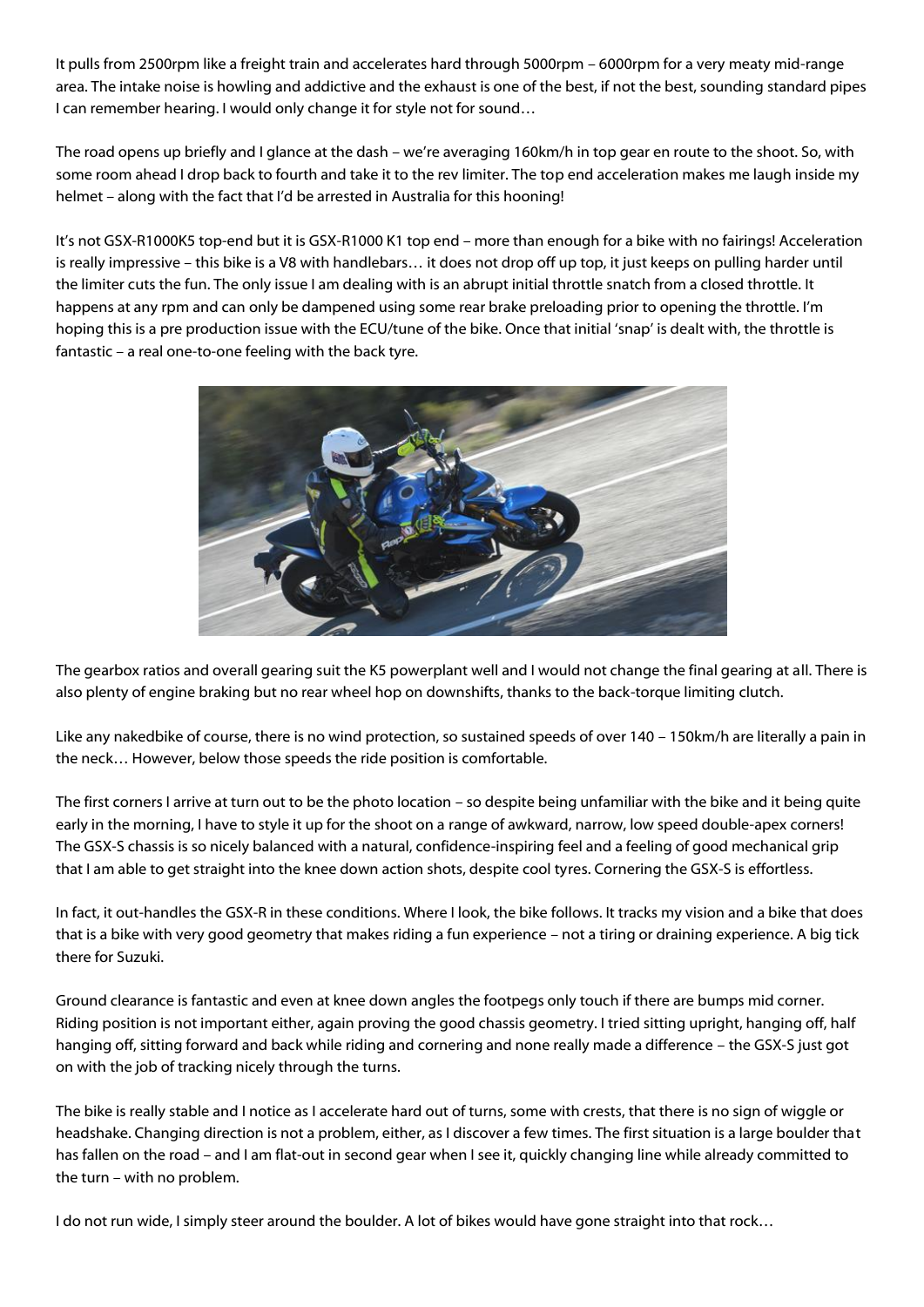It pulls from 2500rpm like a freight train and accelerates hard through 5000rpm – 6000rpm for a very meaty mid-range area. The intake noise is howling and addictive and the exhaust is one of the best, if not the best, sounding standard pipes I can remember hearing. I would only change it for style not for sound…

The road opens up briefly and I glance at the dash – we're averaging 160km/h in top gear en route to the shoot. So, with some room ahead I drop back to fourth and take it to the rev limiter. The top end acceleration makes me laugh inside my helmet – along with the fact that I'd be arrested in Australia for this hooning!

It's not GSX-R1000K5 top-end but it is GSX-R1000 K1 top end – more than enough for a bike with no fairings! Acceleration is really impressive – this bike is a V8 with handlebars… it does not drop off up top, it just keeps on pulling harder until the limiter cuts the fun. The only issue I am dealing with is an abrupt initial throttle snatch from a closed throttle. It happens at any rpm and can only be dampened using some rear brake preloading prior to opening the throttle. I'm hoping this is a pre production issue with the ECU/tune of the bike. Once that initial 'snap' is dealt with, the throttle is fantastic – a real one-to-one feeling with the back tyre.

The gearbox ratios and overall gearing suit the K5 powerplant well and I would not change the final gearing at all. There is also plenty of engine braking but no rear wheel hop on downshifts, thanks to the back-torque limiting clutch.

Like any nakedbike of course, there is no wind protection, so sustained speeds of over 140 – 150km/h are literally a pain in the neck… However, below those speeds the ride position is comfortable.

The first corners I arrive at turn out to be the photo location – so despite being unfamiliar with the bike and it being quite early in the morning, I have to style it up for the shoot on a range of awkward, narrow, low speed double-apex corners! The GSX-S chassis is so nicely balanced with a natural, confidence-inspiring feel and a feeling of good mechanical grip that I am able to get straight into the knee down action shots, despite cool tyres. Cornering the GSX-S is effortless.

In fact, it out-handles the GSX-R in these conditions. Where I look, the bike follows. It tracks my vision and a bike that does that is a bike with very good geometry that makes riding a fun experience – not a tiring or draining experience. A big tick there for Suzuki.

Ground clearance is fantastic and even at knee down angles the footpegs only touch if there are bumps mid corner. Riding position is not important either, again proving the good chassis geometry. I tried sitting upright, hanging off, half hanging off, sitting forward and back while riding and cornering and none really made a difference – the GSX-S just got on with the job of tracking nicely through the turns.

The bike is really stable and I notice as I accelerate hard out of turns, some with crests, that there is no sign of wiggle or headshake. Changing direction is not a problem, either, as I discover a few times. The first situation is a large boulder that has fallen on the road – and I am flat-out in second gear when I see it, quickly changing line while already committed to the turn – with no problem.

I do not run wide, I simply steer around the boulder. A lot of bikes would have gone straight into that rock…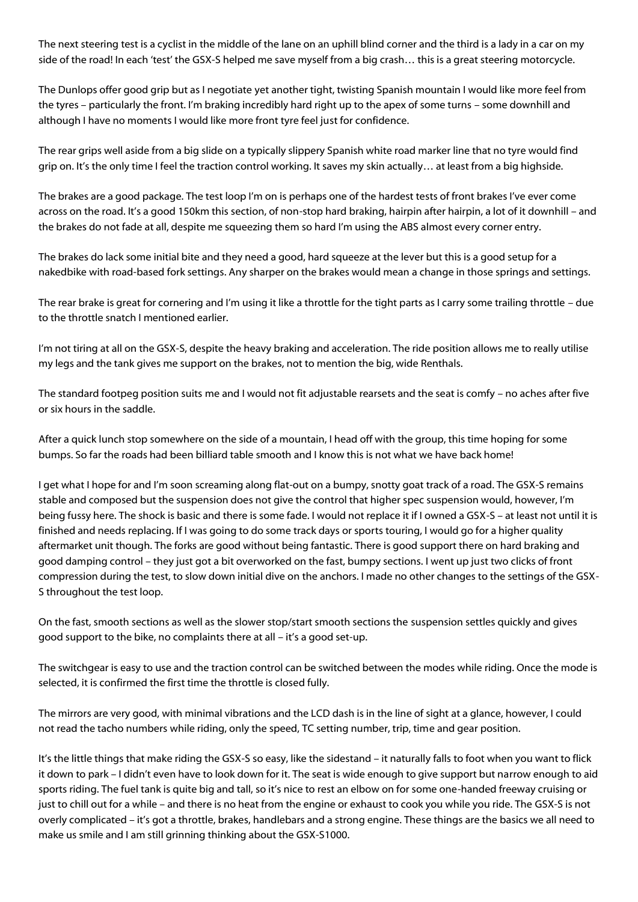The next steering test is a cyclist in the middle of the lane on an uphill blind corner and the third is a lady in a car on my side of the road! In each 'test' the GSX-S helped me save myself from a big crash… this is a great steering motorcycle.

The Dunlops offer good grip but as I negotiate yet another tight, twisting Spanish mountain I would like more feel from the tyres – particularly the front. I'm braking incredibly hard right up to the apex of some turns – some downhill and although I have no moments I would like more front tyre feel just for confidence.

The rear grips well aside from a big slide on a typically slippery Spanish white road marker line that no tyre would find grip on. It's the only time I feel the traction control working. It saves my skin actually… at least from a big highside.

The brakes are a good package. The test loop I'm on is perhaps one of the hardest tests of front brakes I've ever come across on the road. It's a good 150km this section, of non-stop hard braking, hairpin after hairpin, a lot of it downhill – and the brakes do not fade at all, despite me squeezing them so hard I'm using the ABS almost every corner entry.

The brakes do lack some initial bite and they need a good, hard squeeze at the lever but this is a good setup for a nakedbike with road-based fork settings. Any sharper on the brakes would mean a change in those springs and settings.

The rear brake is great for cornering and I'm using it like a throttle for the tight parts as I carry some trailing throttle – due to the throttle snatch I mentioned earlier.

I'm not tiring at all on the GSX-S, despite the heavy braking and acceleration. The ride position allows me to really utilise my legs and the tank gives me support on the brakes, not to mention the big, wide Renthals.

The standard footpeg position suits me and I would not fit adjustable rearsets and the seat is comfy – no aches after five or six hours in the saddle.

After a quick lunch stop somewhere on the side of a mountain, I head off with the group, this time hoping for some bumps. So far the roads had been billiard table smooth and I know this is not what we have back home!

I get what I hope for and I'm soon screaming along flat-out on a bumpy, snotty goat track of a road. The GSX-S remains stable and composed but the suspension does not give the control that higher spec suspension would, however, I'm being fussy here. The shock is basic and there is some fade. I would not replace it if I owned a GSX-S – at least not until it is finished and needs replacing. If I was going to do some track days or sports touring, I would go for a higher quality aftermarket unit though. The forks are good without being fantastic. There is good support there on hard braking and good damping control – they just got a bit overworked on the fast, bumpy sections. I went up just two clicks of front compression during the test, to slow down initial dive on the anchors. I made no other changes to the settings of the GSX-S throughout the test loop.

On the fast, smooth sections as well as the slower stop/start smooth sections the suspension settles quickly and gives good support to the bike, no complaints there at all – it's a good set-up.

The switchgear is easy to use and the traction control can be switched between the modes while riding. Once the mode is selected, it is confirmed the first time the throttle is closed fully.

The mirrors are very good, with minimal vibrations and the LCD dash is in the line of sight at a glance, however, I could not read the tacho numbers while riding, only the speed, TC setting number, trip, time and gear position.

It's the little things that make riding the GSX-S so easy, like the sidestand – it naturally falls to foot when you want to flick it down to park – I didn't even have to look down for it. The seat is wide enough to give support but narrow enough to aid sports riding. The fuel tank is quite big and tall, so it's nice to rest an elbow on for some one-handed freeway cruising or just to chill out for a while – and there is no heat from the engine or exhaust to cook you while you ride. The GSX-S is not overly complicated – it's got a throttle, brakes, handlebars and a strong engine. These things are the basics we all need to make us smile and I am still grinning thinking about the GSX-S1000.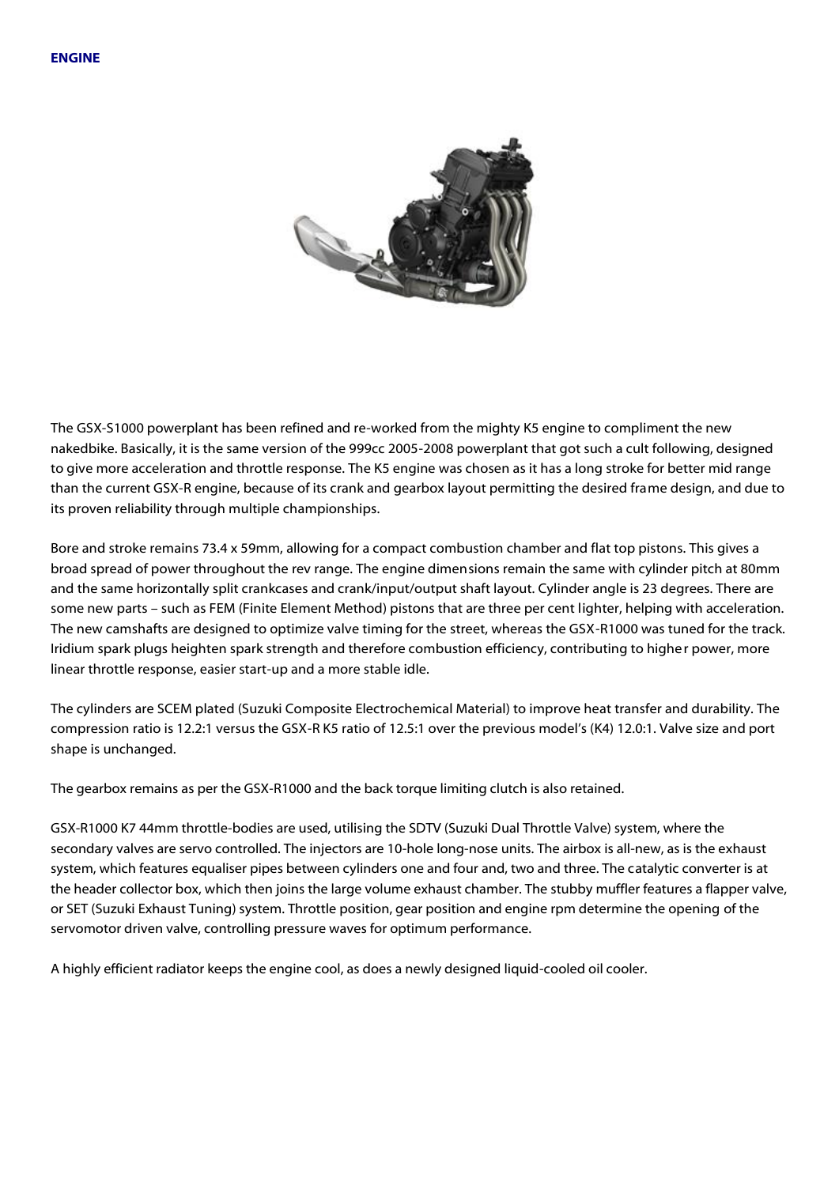## ENGINE

The GSX-S1000 powerplant has been refined and re-worked from the mighty K5 engine to compliment the new nakedbike. Basically, it is the same version of the 999cc 2005-2008 powerplant that got such a cult following, designed to give more acceleration and throttle response. The K5 engine was chosen as it has a long stroke for better mid range than the current GSX-R engine, because of its crank and gearbox layout permitting the desired frame design, and due to its proven reliability through multiple championships.

Bore and stroke remains 73.4 x 59mm, allowing for a compact combustion chamber and flat top pistons. This gives a broad spread of power throughout the rev range. The engine dimensions remain the same with cylinder pitch at 80mm and the same horizontally split crankcases and crank/input/output shaft layout. Cylinder angle is 23 degrees. There are some new parts – such as FEM (Finite Element Method) pistons that are three per cent lighter, helping with acceleration. The new camshafts are designed to optimize valve timing for the street, whereas the GSX-R1000 was tuned for the track. Iridium spark plugs heighten spark strength and therefore combustion efficiency, contributing to higher power, more linear throttle response, easier start-up and a more stable idle.

The cylinders are SCEM plated (Suzuki Composite Electrochemical Material) to improve heat transfer and durability. The compression ratio is 12.2:1 versus the GSX-R K5 ratio of 12.5:1 over the previous model's (K4) 12.0:1. Valve size and port shape is unchanged.

The gearbox remains as per the GSX-R1000 and the back torque limiting clutch is also retained.

GSX-R1000 K7 44mm throttle-bodies are used, utilising the SDTV (Suzuki Dual Throttle Valve) system, where the secondary valves are servo controlled. The injectors are 10-hole long-nose units. The airbox is all-new, as is the exhaust system, which features equaliser pipes between cylinders one and four and, two and three. The catalytic converter is at the header collector box, which then joins the large volume exhaust chamber. The stubby muffler features a flapper valve, or SET (Suzuki Exhaust Tuning) system. Throttle position, gear position and engine rpm determine the opening of the servomotor driven valve, controlling pressure waves for optimum performance.

A highly efficient radiator keeps the engine cool, as does a newly designed liquid-cooled oil cooler.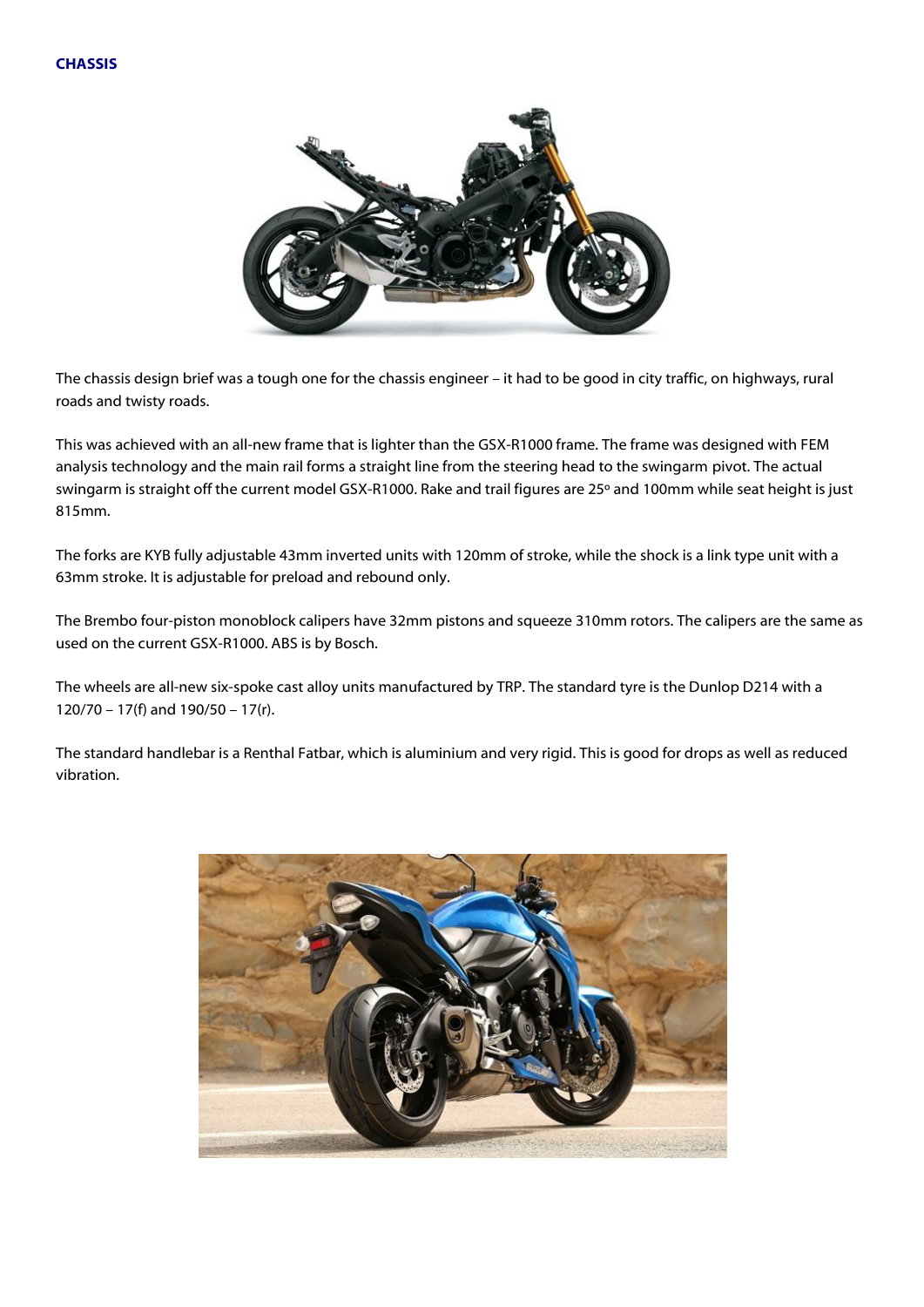## CHASSIS

The chassis design brief was a tough one for the chassis engineer – it had to be good in city traffic, on highways, rural roads and twisty roads.

This was achieved with an all-new frame that is lighter than the GSX-R1000 frame. The frame was designed with FEM analysis technology and the main rail forms a straight line from the steering head to the swingarm pivot. The actual swingarm is straight off the current model GSX-R1000. Rake and trail figures are 25º and 100mm while seat height is just 815mm.

The forks are KYB fully adjustable 43mm inverted units with 120mm of stroke, while the shock is a link type unit with a 63mm stroke. It is adjustable for preload and rebound only.

The Brembo four-piston monoblock calipers have 32mm pistons and squeeze 310mm rotors. The calipers are the same as used on the current GSX-R1000. ABS is by Bosch.

The wheels are all-new six-spoke cast alloy units manufactured by TRP. The standard tyre is the Dunlop D214 with a 120/70 – 17(f) and 190/50 – 17(r).

The standard handlebar is a Renthal Fatbar, which is aluminium and very rigid. This is good for drops as well as reduced vibration.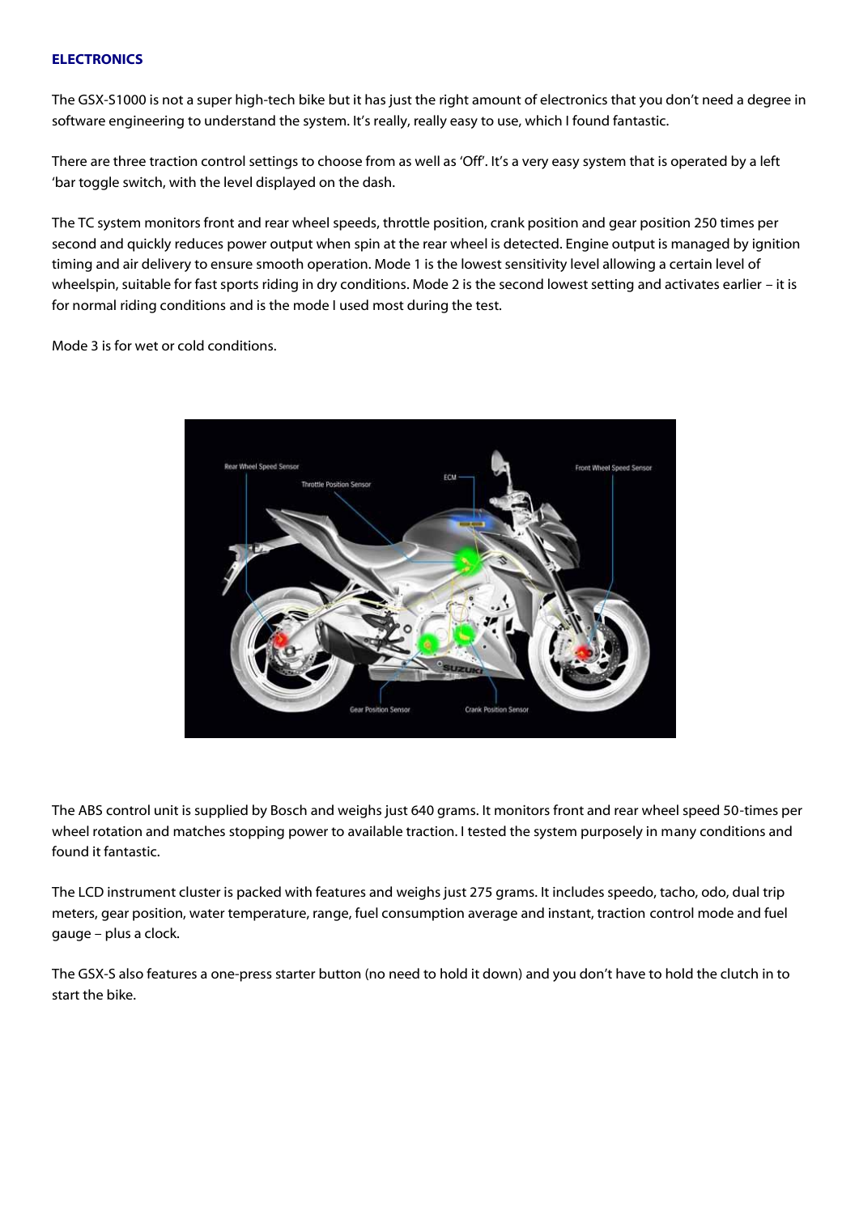**ELECTRONICS**

The GSX-S1000 is not a super high-tech bike but it has just the right amount of electronics that you don't need a degree in software engineering to understand the system. It's really, really easy to use, which I found fantastic.

There are three traction control settings to choose from as well as 'Off'. It's a very easy system that is operated by a left 'bar toggle switch, with the level displayed on the dash.

The TC system monitors front and rear wheel speeds, throttle position, crank position and gear position 250 times per second and quickly reduces power output when spin at the rear wheel is detected. Engine output is managed by ignition timing and air delivery to ensure smooth operation. Mode 1 is the lowest sensitivity level allowing a certain level of wheelspin, suitable for fast sports riding in dry conditions. Mode 2 is the second lowest setting and activates earlier – it is for normal riding conditions and is the mode I used most during the test.

Mode 3 is for wet or cold conditions.

The ABS control unit is supplied by Bosch and weighs just 640 grams. It monitors front and rear wheel speed 50-times per wheel rotation and matches stopping power to available traction. I tested the system purposely in many conditions and found it fantastic.

The LCD instrument cluster is packed with features and weighs just 275 grams. It includes speedo, tacho, odo, dual trip meters, gear position, water temperature, range, fuel consumption average and instant, traction control mode and fuel gauge – plus a clock.

The GSX-S also features a one-press starter button (no need to hold it down) and you don't have to hold the clutch in to start the bike.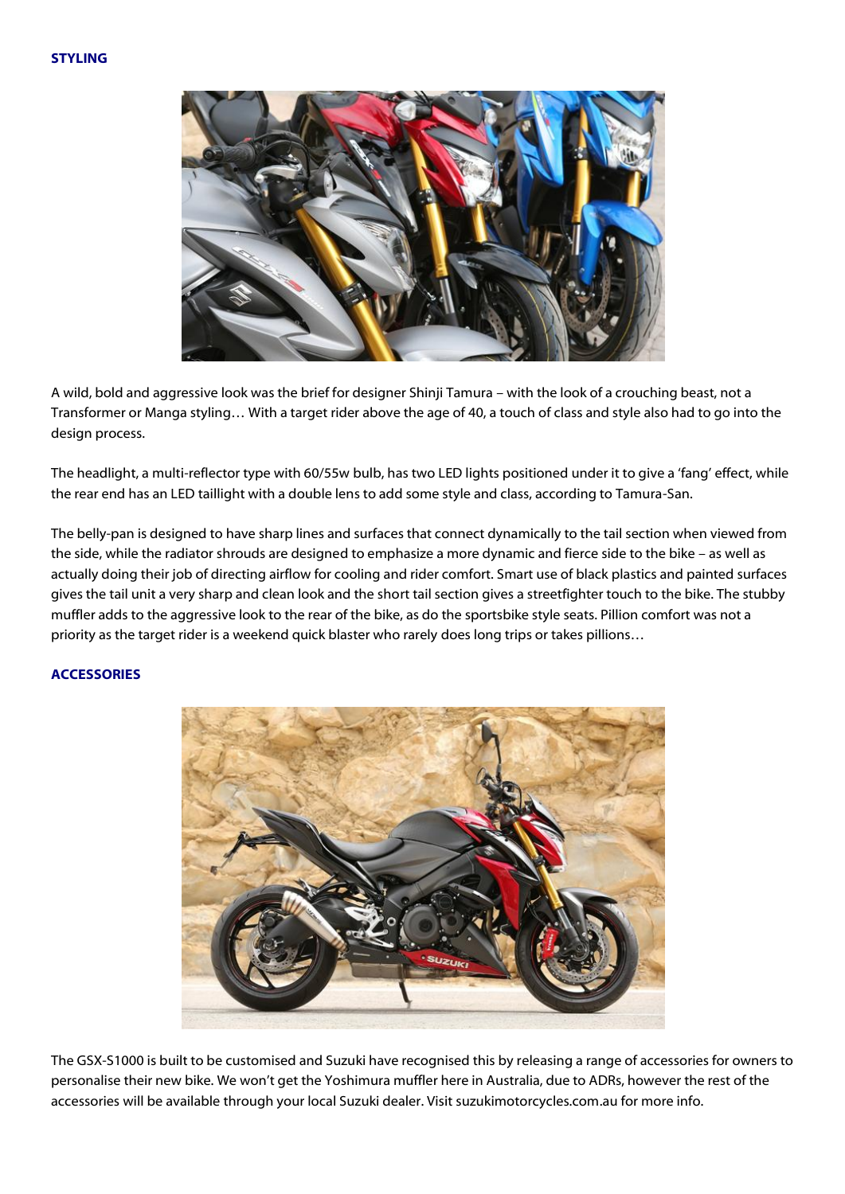## STYLING

A wild, bold and aggressive look was the brief for designer Shinji Tamura – with the look of a crouching beast, not a Transformer or Manga styling… With a target rider above the age of 40, a touch of class and style also had to go into the design process.

The headlight, a multi-reflector type with 60/55w bulb, has two LED lights positioned under it to give a 'fang' effect, while the rear end has an LED taillight with a double lens to add some style and class, according to Tamura-San.

The belly-pan is designed to have sharp lines and surfaces that connect dynamically to the tail section when viewed from the side, while the radiator shrouds are designed to emphasize a more dynamic and fierce side to the bike – as well as actually doing their job of directing airflow for cooling and rider comfort. Smart use of black plastics and painted surfaces gives the tail unit a very sharp and clean look and the short tail section gives a streetfighter touch to the bike. The stubby muffler adds to the aggressive look to the rear of the bike, as do the sportsbike style seats. Pillion comfort was not a priority as the target rider is a weekend quick blaster who rarely does long trips or takes pillions…

## ACCESSORIES

The GSX-S1000 is built to be customised and Suzuki have recognised this by releasing a range of accessories for owners to personalise their new bike. We won't get the Yoshimura muffler here in Australia, due to ADRs, however the rest of the accessories will be available through your local Suzuki dealer. Visit suzukimotorcycles.com.au for more info.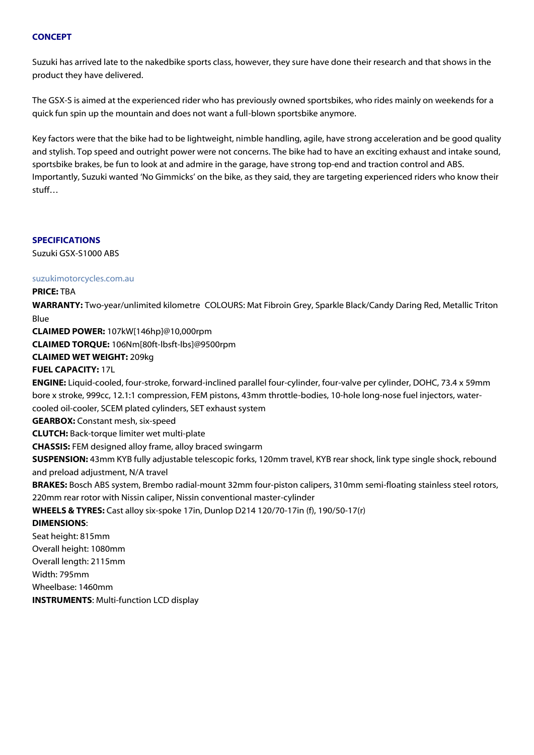## CONCEPT

Suzuki has arrived late to the nakedbike sports class, however, they sure have done their research and that shows in the product they have delivered.

The GSX-S is aimed at the experienced rider who has previously owned sportsbikes, who rides mainly on weekends for a quick fun spin up the mountain and does not want a full-blown sportsbike anymore.

Key factors were that the bike had to be lightweight, nimble handling, agile, have strong acceleration and be good quality and stylish. Top speed and outright power were not concerns. The bike had to have an exciting exhaust and intake sound, sportsbike brakes, be fun to look at and admire in the garage, have strong top-end and traction control and ABS. Importantly, Suzuki wanted 'No Gimmicks' on the bike, as they said, they are targeting experienced riders who know their stuff…

## SPECIFICATIONS

Suzuki GSX-S1000 ABS

suzukimotorcycles.com.au

**PRICE:** TBA

**WARRANTY:** Two-year/unlimited kilometre COLOURS: Mat Fibroin Grey, Sparkle Black/Candy Daring Red, Metallic Triton Blue

**CLAIMED POWER:** 107kW[146hp]@10,000rpm

**CLAIMED TORQUE:** 106Nm[80ft-lbsft-lbs]@9500rpm

**CLAIMED WET WEIGHT:** 209kg

**FUEL CAPACITY:** 17L

**ENGINE:** Liquid-cooled, four-stroke, forward-inclined parallel four-cylinder, four-valve per cylinder, DOHC, 73.4 x 59mm bore x stroke, 999cc, 12.1:1 compression, FEM pistons, 43mm throttle-bodies, 10-hole long-nose fuel injectors, water-cooled oil-cooler, SCEM plated cylinders, SET exhaust system

**GEARBOX:** Constant mesh, six-speed

**CLUTCH:** Back-torque limiter wet multi-plate

**CHASSIS:** FEM designed alloy frame, alloy braced swingarm

**SUSPENSION:** 43mm KYB fully adjustable telescopic forks, 120mm travel, KYB rear shock, link type single shock, rebound and preload adjustment, N/A travel

**BRAKES:** Bosch ABS system, Brembo radial-mount 32mm four-piston calipers, 310mm semi-floating stainless steel rotors, 220mm rear rotor with Nissin caliper, Nissin conventional master-cylinder

**WHEELS & TYRES:** Cast alloy six-spoke 17in, Dunlop D214 120/70-17in (f), 190/50-17(r)

**DIMENSIONS**:

Seat height: 815mm

Overall height: 1080mm

Overall length: 2115mm

Width: 795mm

Wheelbase: 1460mm

**INSTRUMENTS**: Multi-function LCD display